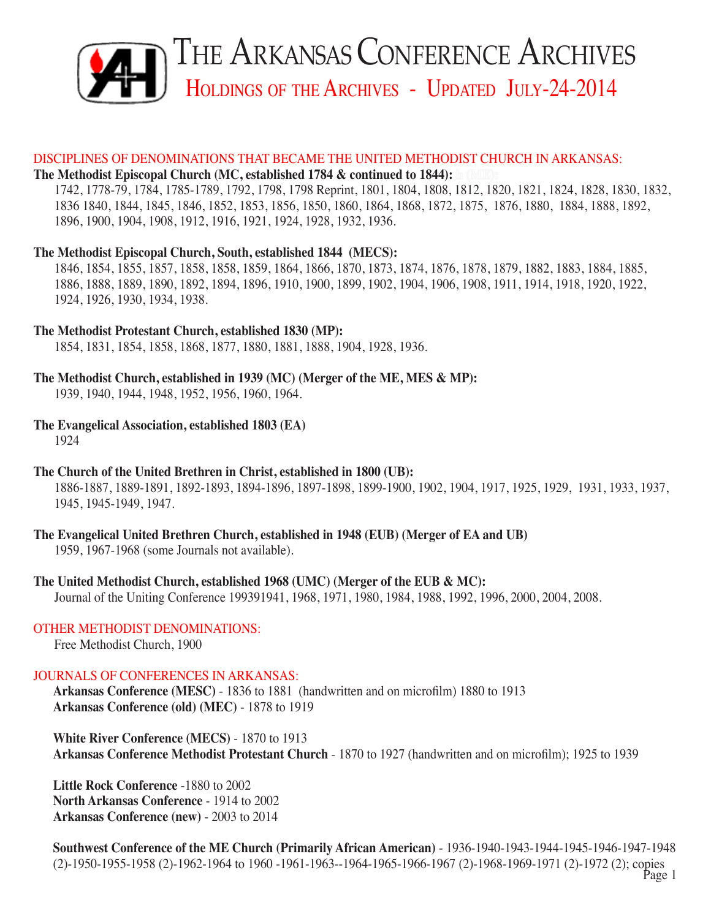# The Arkansas Conference Archives

## Holdings of the Archives - Updated July-24-2014

DISCIPLINES OF DENOMINATIONS THAT BECAME THE UNITED METHODIST CHURCH IN ARKANSAS:

**The Methodist Episcopal Church (MC, established 1784 & continued to 1844):**

1742, 1778-79, 1784, 1785-1789, 1792, 1798, 1798 Reprint, 1801, 1804, 1808, 1812, 1820, 1821, 1824, 1828, 1830, 1832, 1836 1840, 1844, 1845, 1846, 1852, 1853, 1856, 1850, 1860, 1864, 1868, 1872, 1875, 1876, 1880, 1884, 1888, 1892, 1896, 1900, 1904, 1908, 1912, 1916, 1921, 1924, 1928, 1932, 1936.

**The Methodist Episcopal Church, South, established 1844 (MECS):**

1846, 1854, 1855, 1857, 1858, 1858, 1859, 1864, 1866, 1870, 1873, 1874, 1876, 1878, 1879, 1882, 1883, 1884, 1885, 1886, 1888, 1889, 1890, 1892, 1894, 1896, 1910, 1900, 1899, 1902, 1904, 1906, 1908, 1911, 1914, 1918, 1920, 1922, 1924, 1926, 1930, 1934, 1938.

**The Methodist Protestant Church, established 1830 (MP):**

1854, 1831, 1854, 1858, 1868, 1877, 1880, 1881, 1888, 1904, 1928, 1936.

**The Methodist Church, established in 1939 (MC) (Merger of the ME, MES & MP):**

1939, 1940, 1944, 1948, 1952, 1956, 1960, 1964.

**The Evangelical Association, established 1803 (EA)**

1924

**The Church of the United Brethren in Christ, established in 1800 (UB):**

1886-1887, 1889-1891, 1892-1893, 1894-1896, 1897-1898, 1899-1900, 1902, 1904, 1917, 1925, 1929, 1931, 1933, 1937, 1945, 1945-1949, 1947.

**The Evangelical United Brethren Church, established in 1948 (EUB) (Merger of EA and UB)**

1959, 1967-1968 (some Journals not available).

**The United Methodist Church, established 1968 (UMC) (Merger of the EUB & MC):**

Journal of the Uniting Conference 199391941, 1968, 1971, 1980, 1984, 1988, 1992, 1996, 2000, 2004, 2008.

OTHER METHODIST DENOMINATIONS:

Free Methodist Church, 1900

JOURNALS OF CONFERENCES IN ARKANSAS:

**Arkansas Conference (MESC)** - 1836 to 1881 (handwritten and on microfilm) 1880 to 1913
**Arkansas Conference (old) (MEC)** - 1878 to 1919

**White River Conference (MECS)** - 1870 to 1913
**Arkansas Conference Methodist Protestant Church** - 1870 to 1927 (handwritten and on microfilm); 1925 to 1939

**Little Rock Conference** -1880 to 2002
**North Arkansas Conference** - 1914 to 2002
**Arkansas Conference (new)** - 2003 to 2014

**Southwest Conference of the ME Church (Primarily African American)** - 1936-1940-1943-1944-1945-1946-1947-1948 (2)-1950-1955-1958 (2)-1962-1964 to 1960 -1961-1963--1964-1965-1966-1967 (2)-1968-1969-1971 (2)-1972 (2); copies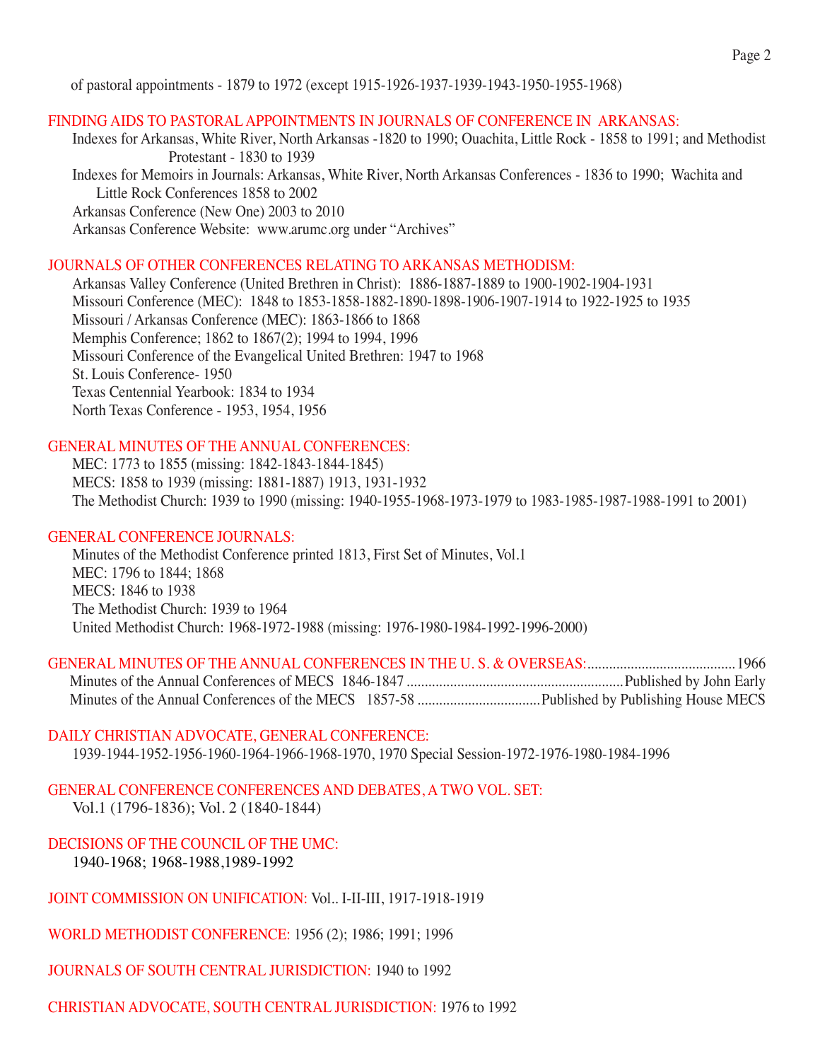of pastoral appointments - 1879 to 1972 (except 1915-1926-1937-1939-1943-1950-1955-1968)

## FINDING AIDS TO PASTORAL APPOINTMENTS IN JOURNALS OF CONFERENCE IN ARKANSAS:

Indexes for Arkansas, White River, North Arkansas -1820 to 1990; Ouachita, Little Rock - 1858 to 1991; and Methodist Protestant - 1830 to 1939

Indexes for Memoirs in Journals: Arkansas, White River, North Arkansas Conferences - 1836 to 1990; Wachita and Little Rock Conferences 1858 to 2002

Arkansas Conference (New One) 2003 to 2010

Arkansas Conference Website: www.arumc.org under "Archives"

## JOURNALS OF OTHER CONFERENCES RELATING TO ARKANSAS METHODISM:

Arkansas Valley Conference (United Brethren in Christ): 1886-1887-1889 to 1900-1902-1904-1931

Missouri Conference (MEC): 1848 to 1853-1858-1882-1890-1898-1906-1907-1914 to 1922-1925 to 1935

Missouri / Arkansas Conference (MEC): 1863-1866 to 1868

Memphis Conference; 1862 to 1867(2); 1994 to 1994, 1996

Missouri Conference of the Evangelical United Brethren: 1947 to 1968

St. Louis Conference- 1950

Texas Centennial Yearbook: 1834 to 1934

North Texas Conference - 1953, 1954, 1956

## GENERAL MINUTES OF THE ANNUAL CONFERENCES:

MEC: 1773 to 1855 (missing: 1842-1843-1844-1845)

MECS: 1858 to 1939 (missing: 1881-1887) 1913, 1931-1932

The Methodist Church: 1939 to 1990 (missing: 1940-1955-1968-1973-1979 to 1983-1985-1987-1988-1991 to 2001)

## GENERAL CONFERENCE JOURNALS:

Minutes of the Methodist Conference printed 1813, First Set of Minutes, Vol.1

MEC: 1796 to 1844; 1868

MECS: 1846 to 1938

The Methodist Church: 1939 to 1964

United Methodist Church: 1968-1972-1988 (missing: 1976-1980-1984-1992-1996-2000)

## GENERAL MINUTES OF THE ANNUAL CONFERENCES IN THE U. S. & OVERSEAS:........................................1966

Minutes of the Annual Conferences of MECS 1846-1847 ..........................................................Published by John Early

Minutes of the Annual Conferences of the MECS 1857-58 .................................Published by Publishing House MECS

## DAILY CHRISTIAN ADVOCATE, GENERAL CONFERENCE:

1939-1944-1952-1956-1960-1964-1966-1968-1970, 1970 Special Session-1972-1976-1980-1984-1996

## GENERAL CONFERENCE CONFERENCES AND DEBATES, A TWO VOL. SET:

Vol.1 (1796-1836); Vol. 2 (1840-1844)

## DECISIONS OF THE COUNCIL OF THE UMC:

1940-1968; 1968-1988,1989-1992

**JOINT COMMISSION ON UNIFICATION:** Vol.. I-II-III, 1917-1918-1919

**WORLD METHODIST CONFERENCE:** 1956 (2); 1986; 1991; 1996

**JOURNALS OF SOUTH CENTRAL JURISDICTION:** 1940 to 1992

**CHRISTIAN ADVOCATE, SOUTH CENTRAL JURISDICTION:** 1976 to 1992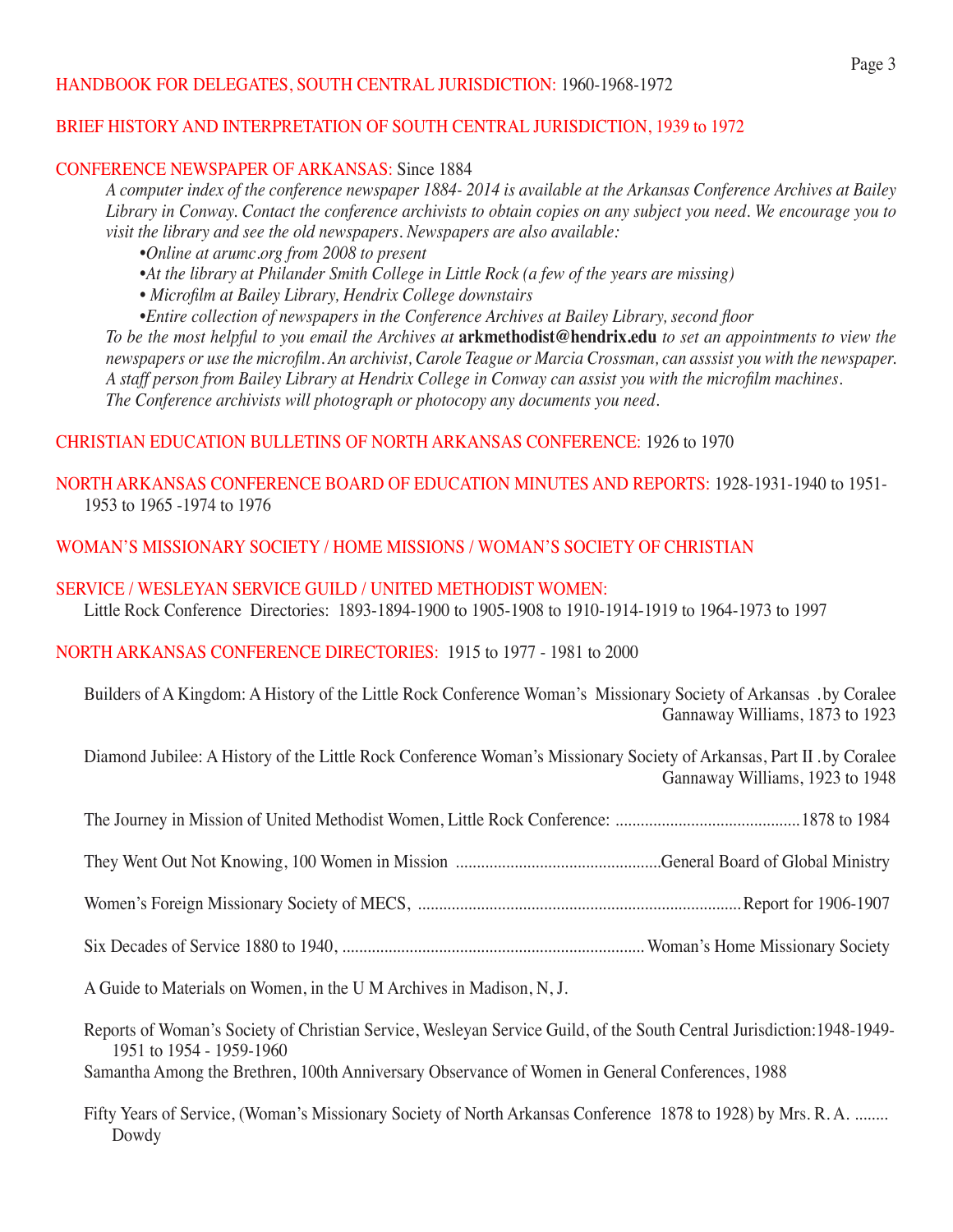**HANDBOOK FOR DELEGATES, SOUTH CENTRAL JURISDICTION:** 1960-1968-1972

**BRIEF HISTORY AND INTERPRETATION OF SOUTH CENTRAL JURISDICTION, 1939 to 1972**

**CONFERENCE NEWSPAPER OF ARKANSAS:** Since 1884

*A computer index of the conference newspaper 1884- 2014 is available at the Arkansas Conference Archives at Bailey Library in Conway. Contact the conference archivists to obtain copies on any subject you need. We encourage you to visit the library and see the old newspapers. Newspapers are also available:*

- *Online at arumc.org from 2008 to present*
- *At the library at Philander Smith College in Little Rock (a few of the years are missing)*
- *Microfilm at Bailey Library, Hendrix College downstairs*
- *Entire collection of newspapers in the Conference Archives at Bailey Library, second floor*

*To be the most helpful to you email the Archives at* **arkmethodist@hendrix.edu** *to set an appointments to view the newspapers or use the microfilm. An archivist, Carole Teague or Marcia Crossman, can asssist you with the newspaper. A staff person from Bailey Library at Hendrix College in Conway can assist you with the microfilm machines. The Conference archivists will photograph or photocopy any documents you need.*

**CHRISTIAN EDUCATION BULLETINS OF NORTH ARKANSAS CONFERENCE:** 1926 to 1970

**NORTH ARKANSAS CONFERENCE BOARD OF EDUCATION MINUTES AND REPORTS:** 1928-1931-1940 to 1951-1953 to 1965 -1974 to 1976

**WOMAN'S MISSIONARY SOCIETY / HOME MISSIONS / WOMAN'S SOCIETY OF CHRISTIAN**

**SERVICE / WESLEYAN SERVICE GUILD / UNITED METHODIST WOMEN:**

Little Rock Conference Directories: 1893-1894-1900 to 1905-1908 to 1910-1914-1919 to 1964-1973 to 1997

**NORTH ARKANSAS CONFERENCE DIRECTORIES:** 1915 to 1977 - 1981 to 2000

Builders of A Kingdom: A History of the Little Rock Conference Woman's Missionary Society of Arkansas .by Coralee Gannaway Williams, 1873 to 1923

Diamond Jubilee: A History of the Little Rock Conference Woman's Missionary Society of Arkansas, Part II .by Coralee Gannaway Williams, 1923 to 1948

The Journey in Mission of United Methodist Women, Little Rock Conference: ............................................1878 to 1984

They Went Out Not Knowing, 100 Women in Mission .................................................General Board of Global Ministry

Women's Foreign Missionary Society of MECS, ............................................................................Report for 1906-1907

Six Decades of Service 1880 to 1940, ........................................................................Woman's Home Missionary Society

A Guide to Materials on Women, in the U M Archives in Madison, N, J.

Reports of Woman's Society of Christian Service, Wesleyan Service Guild, of the South Central Jurisdiction:1948-1949-1951 to 1954 - 1959-1960

Samantha Among the Brethren, 100th Anniversary Observance of Women in General Conferences, 1988

Fifty Years of Service, (Woman's Missionary Society of North Arkansas Conference 1878 to 1928) by Mrs. R. A. ........ Dowdy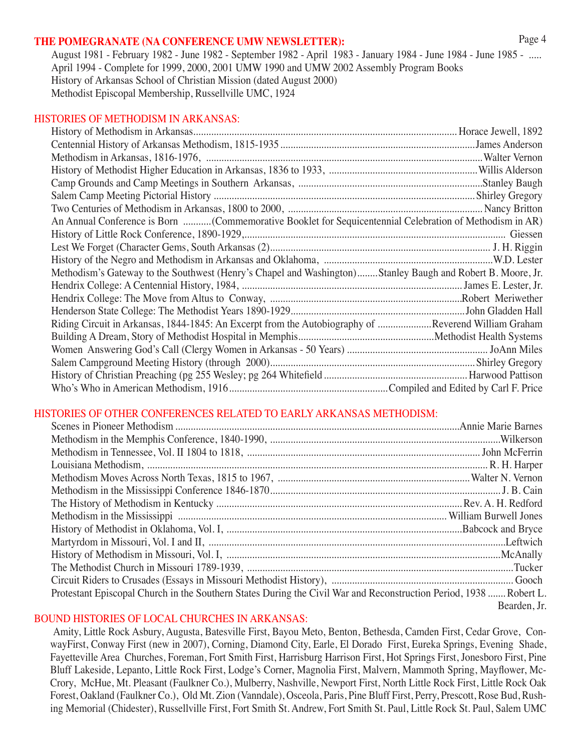## THE POMEGRANATE (NA CONFERENCE UMW NEWSLETTER):

August 1981 - February 1982 - June 1982 - September 1982 - April 1983 - January 1984 - June 1984 - June 1985 - .....
April 1994 - Complete for 1999, 2000, 2001 UMW 1990 and UMW 2002 Assembly Program Books
History of Arkansas School of Christian Mission (dated August 2000)
Methodist Episcopal Membership, Russellville UMC, 1924

## HISTORIES OF METHODISM IN ARKANSAS:

History of Methodism in Arkansas........Horace Jewell, 1892
Centennial History of Arkansas Methodism, 1815-1935........James Anderson
Methodism in Arkansas, 1816-1976, ........Walter Vernon
History of Methodist Higher Education in Arkansas, 1836 to 1933, ........Willis Alderson
Camp Grounds and Camp Meetings in Southern Arkansas, ........Stanley Baugh
Salem Camp Meeting Pictorial History ........Shirley Gregory
Two Centuries of Methodism in Arkansas, 1800 to 2000, ........Nancy Britton
An Annual Conference is Born ...........(Commemorative Booklet for Sequicentennial Celebration of Methodism in AR)
History of Little Rock Conference, 1890-1929,........ Giessen
Lest We Forget (Character Gems, South Arkansas (2)........ J. H. Riggin
History of the Negro and Methodism in Arkansas and Oklahoma, ........W.D. Lester
Methodism's Gateway to the Southwest (Henry's Chapel and Washington)........Stanley Baugh and Robert B. Moore, Jr.
Hendrix College: A Centennial History, 1984, ........James E. Lester, Jr.
Hendrix College: The Move from Altus to Conway, ........Robert Meriwether
Henderson State College: The Methodist Years 1890-1929........John Gladden Hall
Riding Circuit in Arkansas, 1844-1845: An Excerpt from the Autobiography of ........Reverend William Graham
Building A Dream, Story of Methodist Hospital in Memphis........Methodist Health Systems
Women Answering God's Call (Clergy Women in Arkansas - 50 Years) ........ JoAnn Miles
Salem Campground Meeting History (through 2000)........Shirley Gregory
History of Christian Preaching (pg 255 Wesley; pg 264 Whitefield ........Harwood Pattison
Who's Who in American Methodism, 1916........Compiled and Edited by Carl F. Price

## HISTORIES OF OTHER CONFERENCES RELATED TO EARLY ARKANSAS METHODISM:

Scenes in Pioneer Methodism ........Annie Marie Barnes
Methodism in the Memphis Conference, 1840-1990, ........Wilkerson
Methodism in Tennessee, Vol. II 1804 to 1818, ........ John McFerrin
Louisiana Methodism, ........ R. H. Harper
Methodism Moves Across North Texas, 1815 to 1967, ........Walter N. Vernon
Methodism in the Mississippi Conference 1846-1870........J. B. Cain
The History of Methodism in Kentucky ........Rev. A. H. Redford
Methodism in the Mississippi ........ William Burwell Jones
History of Methodist in Oklahoma, Vol. I, ........Babcock and Bryce
Martyrdom in Missouri, Vol. I and II, ........Leftwich
History of Methodism in Missouri, Vol. I, ........McAnally
The Methodist Church in Missouri 1789-1939, ........Tucker
Circuit Riders to Crusades (Essays in Missouri Methodist History), ........ Gooch
Protestant Episcopal Church in the Southern States During the Civil War and Reconstruction Period, 1938 .......Robert L. Bearden, Jr.

## BOUND HISTORIES OF LOCAL CHURCHES IN ARKANSAS:

Amity, Little Rock Asbury, Augusta, Batesville First, Bayou Meto, Benton, Bethesda, Camden First, Cedar Grove, ConwayFirst, Conway First (new in 2007), Corning, Diamond City, Earle, El Dorado First, Eureka Springs, Evening Shade, Fayetteville Area Churches, Foreman, Fort Smith First, Harrisburg Harrison First, Hot Springs First, Jonesboro First, Pine Bluff Lakeside, Lepanto, Little Rock First, Lodge's Corner, Magnolia First, Malvern, Mammoth Spring, Mayflower, McCrory, McHue, Mt. Pleasant (Faulkner Co.), Mulberry, Nashville, Newport First, North Little Rock First, Little Rock Oak Forest, Oakland (Faulkner Co.), Old Mt. Zion (Vanndale), Osceola, Paris, Pine Bluff First, Perry, Prescott, Rose Bud, Rushing Memorial (Chidester), Russellville First, Fort Smith St. Andrew, Fort Smith St. Paul, Little Rock St. Paul, Salem UMC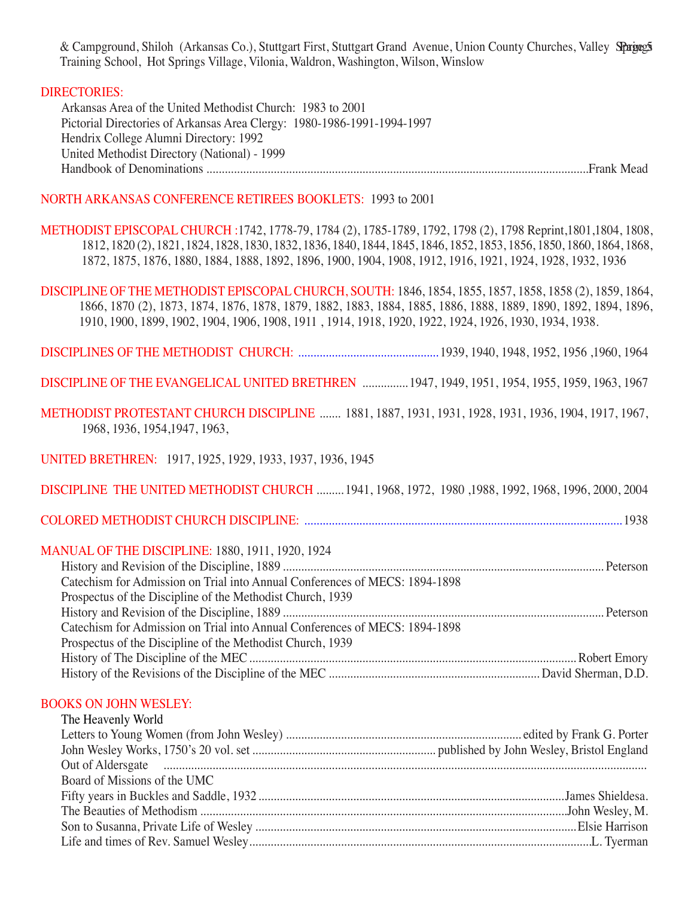& Campground, Shiloh (Arkansas Co.), Stuttgart First, Stuttgart Grand Avenue, Union County Churches, Valley Springs Training School, Hot Springs Village, Vilonia, Waldron, Washington, Wilson, Winslow

## DIRECTORIES:

Arkansas Area of the United Methodist Church: 1983 to 2001
Pictorial Directories of Arkansas Area Clergy: 1980-1986-1991-1994-1997
Hendrix College Alumni Directory: 1992
United Methodist Directory (National) - 1999
Handbook of Denominations ............ Frank Mead

## NORTH ARKANSAS CONFERENCE RETIREES BOOKLETS: 1993 to 2001

**METHODIST EPISCOPAL CHURCH** :1742, 1778-79, 1784 (2), 1785-1789, 1792, 1798 (2), 1798 Reprint,1801,1804, 1808, 1812, 1820 (2), 1821, 1824, 1828, 1830, 1832, 1836, 1840, 1844, 1845, 1846, 1852, 1853, 1856, 1850, 1860, 1864, 1868, 1872, 1875, 1876, 1880, 1884, 1888, 1892, 1896, 1900, 1904, 1908, 1912, 1916, 1921, 1924, 1928, 1932, 1936

**DISCIPLINE OF THE METHODIST EPISCOPAL CHURCH, SOUTH:** 1846, 1854, 1855, 1857, 1858, 1858 (2), 1859, 1864, 1866, 1870 (2), 1873, 1874, 1876, 1878, 1879, 1882, 1883, 1884, 1885, 1886, 1888, 1889, 1890, 1892, 1894, 1896, 1910, 1900, 1899, 1902, 1904, 1906, 1908, 1911 , 1914, 1918, 1920, 1922, 1924, 1926, 1930, 1934, 1938.

**DISCIPLINES OF THE METHODIST CHURCH:** ............ 1939, 1940, 1948, 1952, 1956 ,1960, 1964

**DISCIPLINE OF THE EVANGELICAL UNITED BRETHREN** ............ 1947, 1949, 1951, 1954, 1955, 1959, 1963, 1967

**METHODIST PROTESTANT CHURCH DISCIPLINE** ....... 1881, 1887, 1931, 1931, 1928, 1931, 1936, 1904, 1917, 1967, 1968, 1936, 1954,1947, 1963,

**UNITED BRETHREN:** 1917, 1925, 1929, 1933, 1937, 1936, 1945

**DISCIPLINE THE UNITED METHODIST CHURCH** ......... 1941, 1968, 1972, 1980 ,1988, 1992, 1968, 1996, 2000, 2004

**COLORED METHODIST CHURCH DISCIPLINE:** ............ 1938

**MANUAL OF THE DISCIPLINE:** 1880, 1911, 1920, 1924

History and Revision of the Discipline, 1889 ............ Peterson
Catechism for Admission on Trial into Annual Conferences of MECS: 1894-1898
Prospectus of the Discipline of the Methodist Church, 1939
History and Revision of the Discipline, 1889 ............ Peterson
Catechism for Admission on Trial into Annual Conferences of MECS: 1894-1898
Prospectus of the Discipline of the Methodist Church, 1939
History of The Discipline of the MEC ............ Robert Emory
History of the Revisions of the Discipline of the MEC ............ David Sherman, D.D.

## BOOKS ON JOHN WESLEY:

The Heavenly World
Letters to Young Women (from John Wesley) ............ edited by Frank G. Porter
John Wesley Works, 1750's 20 vol. set ............ published by John Wesley, Bristol England
Out of Aldersgate ............
Board of Missions of the UMC
Fifty years in Buckles and Saddle, 1932 ............ James Shieldesa.
The Beauties of Methodism ............ John Wesley, M.
Son to Susanna, Private Life of Wesley ............ Elsie Harrison
Life and times of Rev. Samuel Wesley ............ L. Tyerman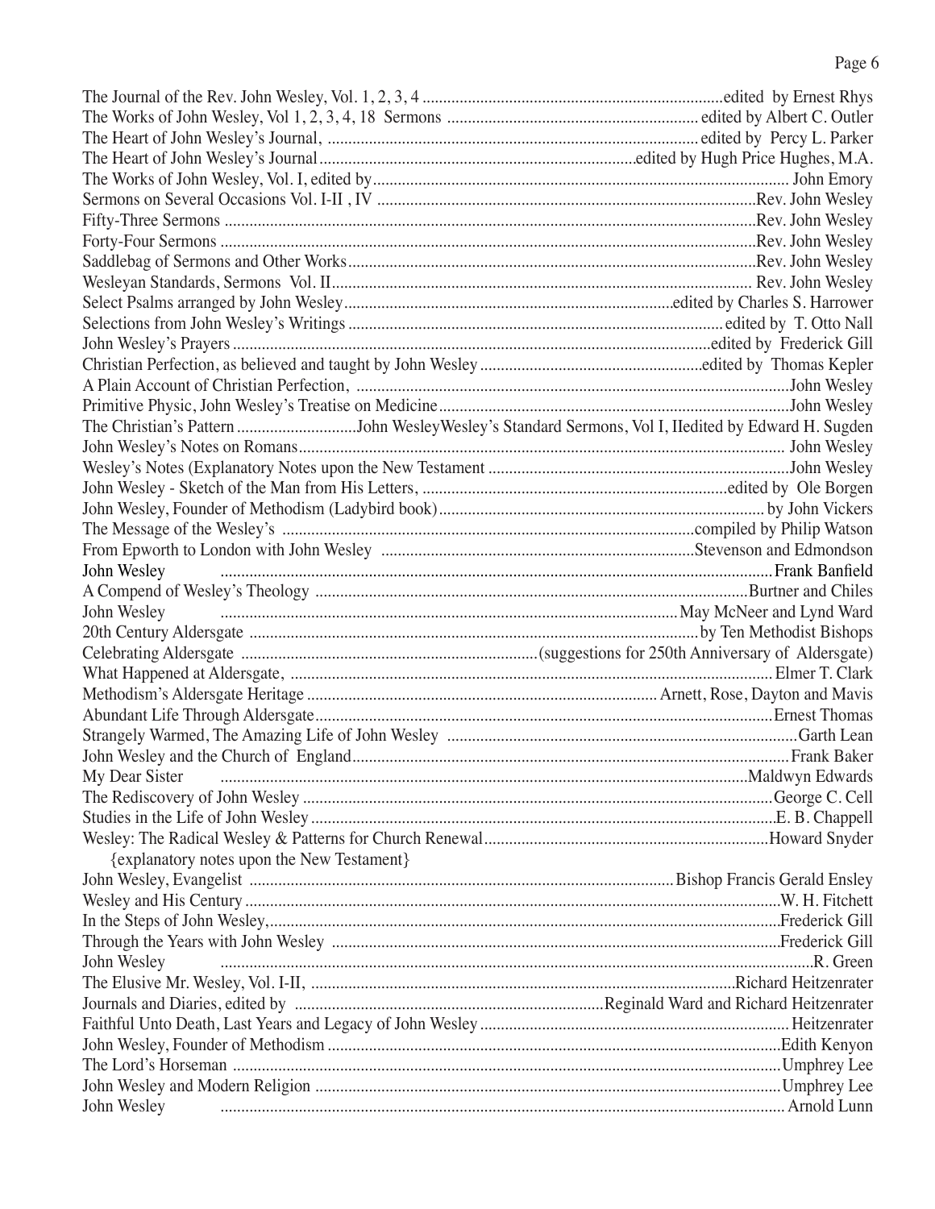The Journal of the Rev. John Wesley, Vol. 1, 2, 3, 4 ........ edited by Ernest Rhys
The Works of John Wesley, Vol 1, 2, 3, 4, 18 Sermons ........ edited by Albert C. Outler
The Heart of John Wesley's Journal, ........ edited by Percy L. Parker
The Heart of John Wesley's Journal ........ edited by Hugh Price Hughes, M.A.
The Works of John Wesley, Vol. I, edited by ........ John Emory
Sermons on Several Occasions Vol. I-II , IV ........ Rev. John Wesley
Fifty-Three Sermons ........ Rev. John Wesley
Forty-Four Sermons ........ Rev. John Wesley
Saddlebag of Sermons and Other Works ........ Rev. John Wesley
Wesleyan Standards, Sermons Vol. II ........ Rev. John Wesley
Select Psalms arranged by John Wesley ........ edited by Charles S. Harrower
Selections from John Wesley's Writings ........ edited by T. Otto Nall
John Wesley's Prayers ........ edited by Frederick Gill
Christian Perfection, as believed and taught by John Wesley ........ edited by Thomas Kepler
A Plain Account of Christian Perfection, ........ John Wesley
Primitive Physic, John Wesley's Treatise on Medicine ........ John Wesley
The Christian's Pattern ........ John WesleyWesley's Standard Sermons, Vol I, IIedited by Edward H. Sugden
John Wesley's Notes on Romans ........ John Wesley
Wesley's Notes (Explanatory Notes upon the New Testament ........ John Wesley
John Wesley - Sketch of the Man from His Letters, ........ edited by Ole Borgen
John Wesley, Founder of Methodism (Ladybird book) ........ by John Vickers
The Message of the Wesley's ........ compiled by Philip Watson
From Epworth to London with John Wesley ........ Stevenson and Edmondson
John Wesley ........ Frank Banfield
A Compend of Wesley's Theology ........ Burtner and Chiles
John Wesley ........ May McNeer and Lynd Ward
20th Century Aldersgate ........ by Ten Methodist Bishops
Celebrating Aldersgate ........ (suggestions for 250th Anniversary of Aldersgate)
What Happened at Aldersgate, ........ Elmer T. Clark
Methodism's Aldersgate Heritage ........ Arnett, Rose, Dayton and Mavis
Abundant Life Through Aldersgate ........ Ernest Thomas
Strangely Warmed, The Amazing Life of John Wesley ........ Garth Lean
John Wesley and the Church of England ........ Frank Baker
My Dear Sister ........ Maldwyn Edwards
The Rediscovery of John Wesley ........ George C. Cell
Studies in the Life of John Wesley ........ E. B. Chappell
Wesley: The Radical Wesley & Patterns for Church Renewal ........ Howard Snyder
{explanatory notes upon the New Testament}
John Wesley, Evangelist ........ Bishop Francis Gerald Ensley
Wesley and His Century ........ W. H. Fitchett
In the Steps of John Wesley, ........ Frederick Gill
Through the Years with John Wesley ........ Frederick Gill
John Wesley ........ R. Green
The Elusive Mr. Wesley, Vol. I-II, ........ Richard Heitzenrater
Journals and Diaries, edited by ........ Reginald Ward and Richard Heitzenrater
Faithful Unto Death, Last Years and Legacy of John Wesley ........ Heitzenrater
John Wesley, Founder of Methodism ........ Edith Kenyon
The Lord's Horseman ........ Umphrey Lee
John Wesley and Modern Religion ........ Umphrey Lee
John Wesley ........ Arnold Lunn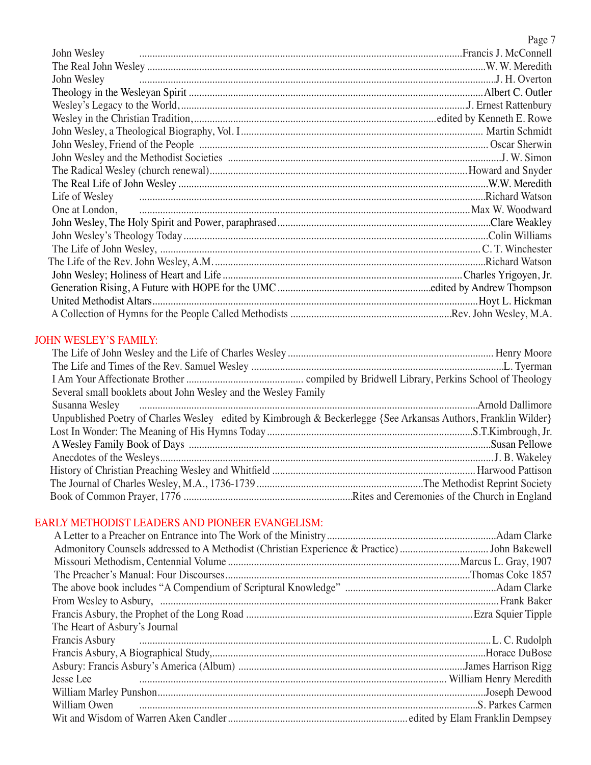John Wesley ............ Francis J. McConnell
The Real John Wesley ............ W. W. Meredith
John Wesley ............ J. H. Overton
Theology in the Wesleyan Spirit ............ Albert C. Outler
Wesley's Legacy to the World, ............ J. Ernest Rattenbury
Wesley in the Christian Tradition, ............ edited by Kenneth E. Rowe
John Wesley, a Theological Biography, Vol. I ............ Martin Schmidt
John Wesley, Friend of the People ............ Oscar Sherwin
John Wesley and the Methodist Societies ............ J. W. Simon
The Radical Wesley (church renewal) ............ Howard and Snyder
The Real Life of John Wesley ............ W.W. Meredith
Life of Wesley ............ Richard Watson
One at London, ............ Max W. Woodward
John Wesley, The Holy Spirit and Power, paraphrased ............ Clare Weakley
John Wesley's Theology Today ............ Colin Williams
The Life of John Wesley, ............ C. T. Winchester
The Life of the Rev. John Wesley, A.M. ............ Richard Watson
John Wesley; Holiness of Heart and Life ............ Charles Yrigoyen, Jr.
Generation Rising, A Future with HOPE for the UMC ............ edited by Andrew Thompson
United Methodist Altars ............ Hoyt L. Hickman
A Collection of Hymns for the People Called Methodists ............ Rev. John Wesley, M.A.

## JOHN WESLEY'S FAMILY:

The Life of John Wesley and the Life of Charles Wesley ............ Henry Moore
The Life and Times of the Rev. Samuel Wesley ............ L. Tyerman
I Am Your Affectionate Brother ............ compiled by Bridwell Library, Perkins School of Theology
Several small booklets about John Wesley and the Wesley Family
Susanna Wesley ............ Arnold Dallimore
Unpublished Poetry of Charles Wesley edited by Kimbrough & Beckerlegge {See Arkansas Authors, Franklin Wilder}
Lost In Wonder: The Meaning of His Hymns Today ............ S.T.Kimbrough, Jr.
A Wesley Family Book of Days ............ Susan Pellowe
Anecdotes of the Wesleys ............ J. B. Wakeley
History of Christian Preaching Wesley and Whitfield ............ Harwood Pattison
The Journal of Charles Wesley, M.A., 1736-1739 ............ The Methodist Reprint Society
Book of Common Prayer, 1776 ............ Rites and Ceremonies of the Church in England

## EARLY METHODIST LEADERS AND PIONEER EVANGELISM:

A Letter to a Preacher on Entrance into The Work of the Ministry ............ Adam Clarke
Admonitory Counsels addressed to A Methodist (Christian Experience & Practice) ............ John Bakewell
Missouri Methodism, Centennial Volume ............ Marcus L. Gray, 1907
The Preacher's Manual: Four Discourses ............ Thomas Coke 1857
The above book includes "A Compendium of Scriptural Knowledge" ............ Adam Clarke
From Wesley to Asbury, ............ Frank Baker
Francis Asbury, the Prophet of the Long Road ............ Ezra Squier Tipple
The Heart of Asbury's Journal
Francis Asbury ............ L. C. Rudolph
Francis Asbury, A Biographical Study, ............ Horace DuBose
Asbury: Francis Asbury's America (Album) ............ James Harrison Rigg
Jesse Lee ............ William Henry Meredith
William Marley Punshon ............ Joseph Dewood
William Owen ............ S. Parkes Carmen
Wit and Wisdom of Warren Aken Candler ............ edited by Elam Franklin Dempsey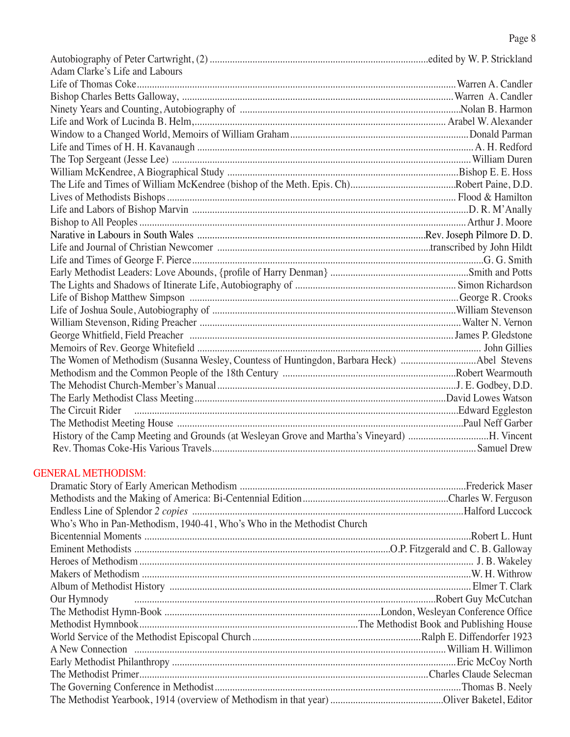Autobiography of Peter Cartwright, (2) ............ edited by W. P. Strickland
Adam Clarke's Life and Labours
Life of Thomas Coke ............ Warren A. Candler
Bishop Charles Betts Galloway, ............ Warren A. Candler
Ninety Years and Counting, Autobiography of ............ Nolan B. Harmon
Life and Work of Lucinda B. Helm, ............ Arabel W. Alexander
Window to a Changed World, Memoirs of William Graham ............ Donald Parman
Life and Times of H. H. Kavanaugh ............ A. H. Redford
The Top Sergeant (Jesse Lee) ............ William Duren
William McKendree, A Biographical Study ............ Bishop E. E. Hoss
The Life and Times of William McKendree (bishop of the Meth. Epis. Ch) ............ Robert Paine, D.D.
Lives of Methodists Bishops ............ Flood & Hamilton
Life and Labors of Bishop Marvin ............ D. R. M'Anally
Bishop to All Peoples ............ Arthur J. Moore
Narrative in Labours in South Wales ............ Rev. Joseph Pilmore D. D.
Life and Journal of Christian Newcomer ............ transcribed by John Hildt
Life and Times of George F. Pierce ............ G. G. Smith
Early Methodist Leaders: Love Abounds, {profile of Harry Denman} ............ Smith and Potts
The Lights and Shadows of Itinerate Life, Autobiography of ............ Simon Richardson
Life of Bishop Matthew Simpson ............ George R. Crooks
Life of Joshua Soule, Autobiography of ............ William Stevenson
William Stevenson, Riding Preacher ............ Walter N. Vernon
George Whitfield, Field Preacher ............ James P. Gledstone
Memoirs of Rev. George Whitefield ............ John Gillies
The Women of Methodism (Susanna Wesley, Countess of Huntingdon, Barbara Heck) ............ Abel Stevens
Methodism and the Common People of the 18th Century ............ Robert Wearmouth
The Mehodist Church-Member's Manual ............ J. E. Godbey, D.D.
The Early Methodist Class Meeting ............ David Lowes Watson
The Circuit Rider ............ Edward Eggleston
The Methodist Meeting House ............ Paul Neff Garber
History of the Camp Meeting and Grounds (at Wesleyan Grove and Martha's Vineyard) ............ H. Vincent
Rev. Thomas Coke-His Various Travels ............ Samuel Drew

## GENERAL METHODISM:

Dramatic Story of Early American Methodism ............ Frederick Maser
Methodists and the Making of America: Bi-Centennial Edition ............ Charles W. Ferguson
Endless Line of Splendor *2 copies* ............ Halford Luccock
Who's Who in Pan-Methodism, 1940-41, Who's Who in the Methodist Church
Bicentennial Moments ............ Robert L. Hunt
Eminent Methodists ............ O.P. Fitzgerald and C. B. Galloway
Heroes of Methodism ............ J. B. Wakeley
Makers of Methodism ............ W. H. Withrow
Album of Methodist History ............ Elmer T. Clark
Our Hymnody ............ Robert Guy McCutchan
The Methodist Hymn-Book ............ London, Wesleyan Conference Office
Methodist Hymnbook ............ The Methodist Book and Publishing House
World Service of the Methodist Episcopal Church ............ Ralph E. Diffendorfer 1923
A New Connection ............ William H. Willimon
Early Methodist Philanthropy ............ Eric McCoy North
The Methodist Primer ............ Charles Claude Selecman
The Governing Conference in Methodist ............ Thomas B. Neely
The Methodist Yearbook, 1914 (overview of Methodism in that year) ............ Oliver Baketel, Editor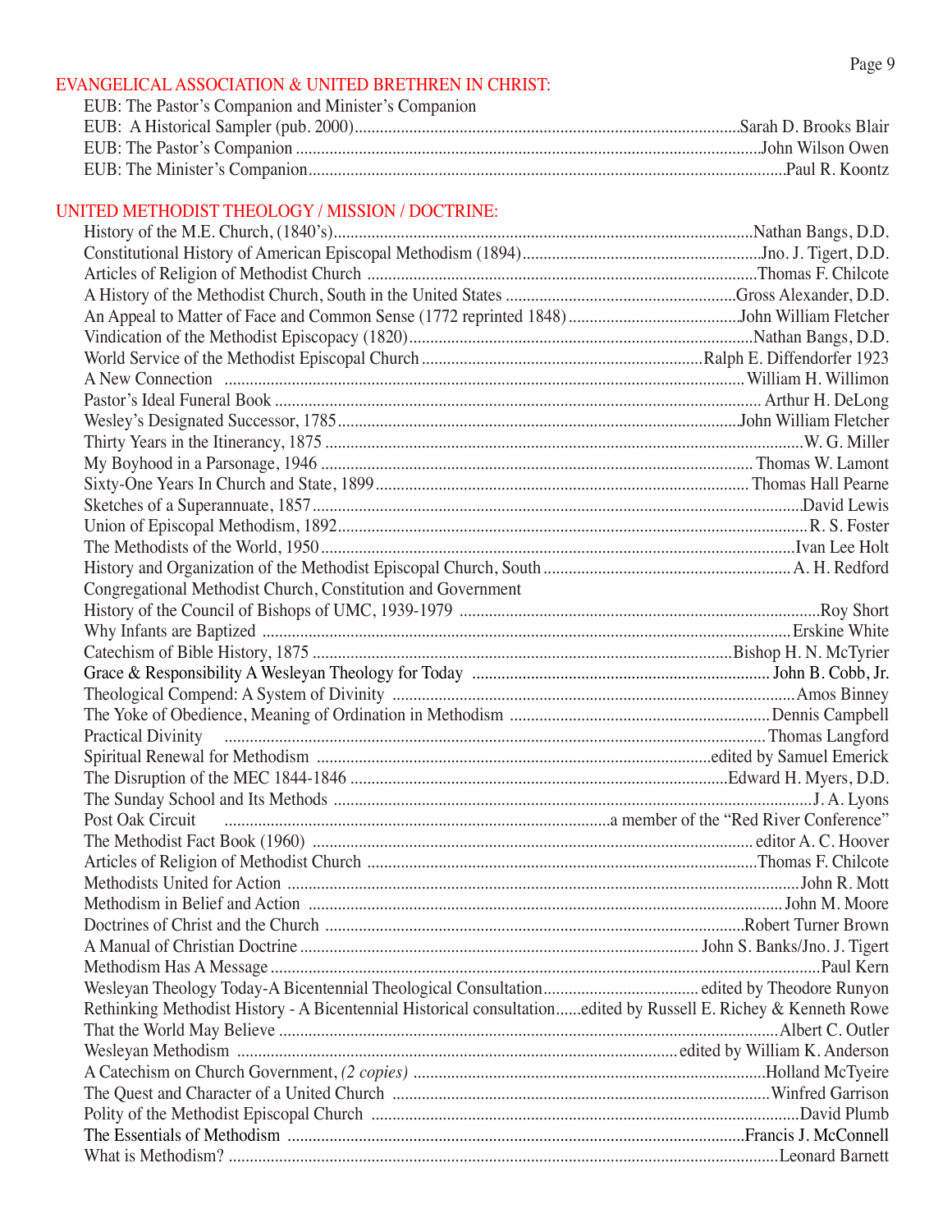## EVANGELICAL ASSOCIATION & UNITED BRETHREN IN CHRIST:

EUB: The Pastor's Companion and Minister's Companion
EUB: A Historical Sampler (pub. 2000)....Sarah D. Brooks Blair
EUB: The Pastor's Companion ....John Wilson Owen
EUB: The Minister's Companion....Paul R. Koontz

## UNITED METHODIST THEOLOGY / MISSION / DOCTRINE:

History of the M.E. Church, (1840's)....Nathan Bangs, D.D.
Constitutional History of American Episcopal Methodism (1894)....Jno. J. Tigert, D.D.
Articles of Religion of Methodist Church ....Thomas F. Chilcote
A History of the Methodist Church, South in the United States ....Gross Alexander, D.D.
An Appeal to Matter of Face and Common Sense (1772 reprinted 1848) ....John William Fletcher
Vindication of the Methodist Episcopacy (1820)....Nathan Bangs, D.D.
World Service of the Methodist Episcopal Church ....Ralph E. Diffendorfer 1923
A New Connection ....William H. Willimon
Pastor's Ideal Funeral Book .... Arthur H. DeLong
Wesley's Designated Successor, 1785....John William Fletcher
Thirty Years in the Itinerancy, 1875 ....W. G. Miller
My Boyhood in a Parsonage, 1946 .... Thomas W. Lamont
Sixty-One Years In Church and State, 1899.... Thomas Hall Pearne
Sketches of a Superannuate, 1857....David Lewis
Union of Episcopal Methodism, 1892....R. S. Foster
The Methodists of the World, 1950....Ivan Lee Holt
History and Organization of the Methodist Episcopal Church, South .... A. H. Redford
Congregational Methodist Church, Constitution and Government
History of the Council of Bishops of UMC, 1939-1979 ....Roy Short
Why Infants are Baptized ....Erskine White
Catechism of Bible History, 1875 ....Bishop H. N. McTyrier
Grace & Responsibility A Wesleyan Theology for Today .... John B. Cobb, Jr.
Theological Compend: A System of Divinity ....Amos Binney
The Yoke of Obedience, Meaning of Ordination in Methodism ....Dennis Campbell
Practical Divinity ....Thomas Langford
Spiritual Renewal for Methodism ....edited by Samuel Emerick
The Disruption of the MEC 1844-1846 ....Edward H. Myers, D.D.
The Sunday School and Its Methods ....J. A. Lyons
Post Oak Circuit ....a member of the "Red River Conference"
The Methodist Fact Book (1960) .... editor A. C. Hoover
Articles of Religion of Methodist Church ....Thomas F. Chilcote
Methodists United for Action ....John R. Mott
Methodism in Belief and Action ....John M. Moore
Doctrines of Christ and the Church ....Robert Turner Brown
A Manual of Christian Doctrine .... John S. Banks/Jno. J. Tigert
Methodism Has A Message ....Paul Kern
Wesleyan Theology Today-A Bicentennial Theological Consultation.... edited by Theodore Runyon
Rethinking Methodist History - A Bicentennial Historical consultation......edited by Russell E. Richey & Kenneth Rowe
That the World May Believe ....Albert C. Outler
Wesleyan Methodism ....edited by William K. Anderson
A Catechism on Church Government, *(2 copies)* ....Holland McTyeire
The Quest and Character of a United Church ....Winfred Garrison
Polity of the Methodist Episcopal Church ....David Plumb
The Essentials of Methodism ....Francis J. McConnell
What is Methodism? ....Leonard Barnett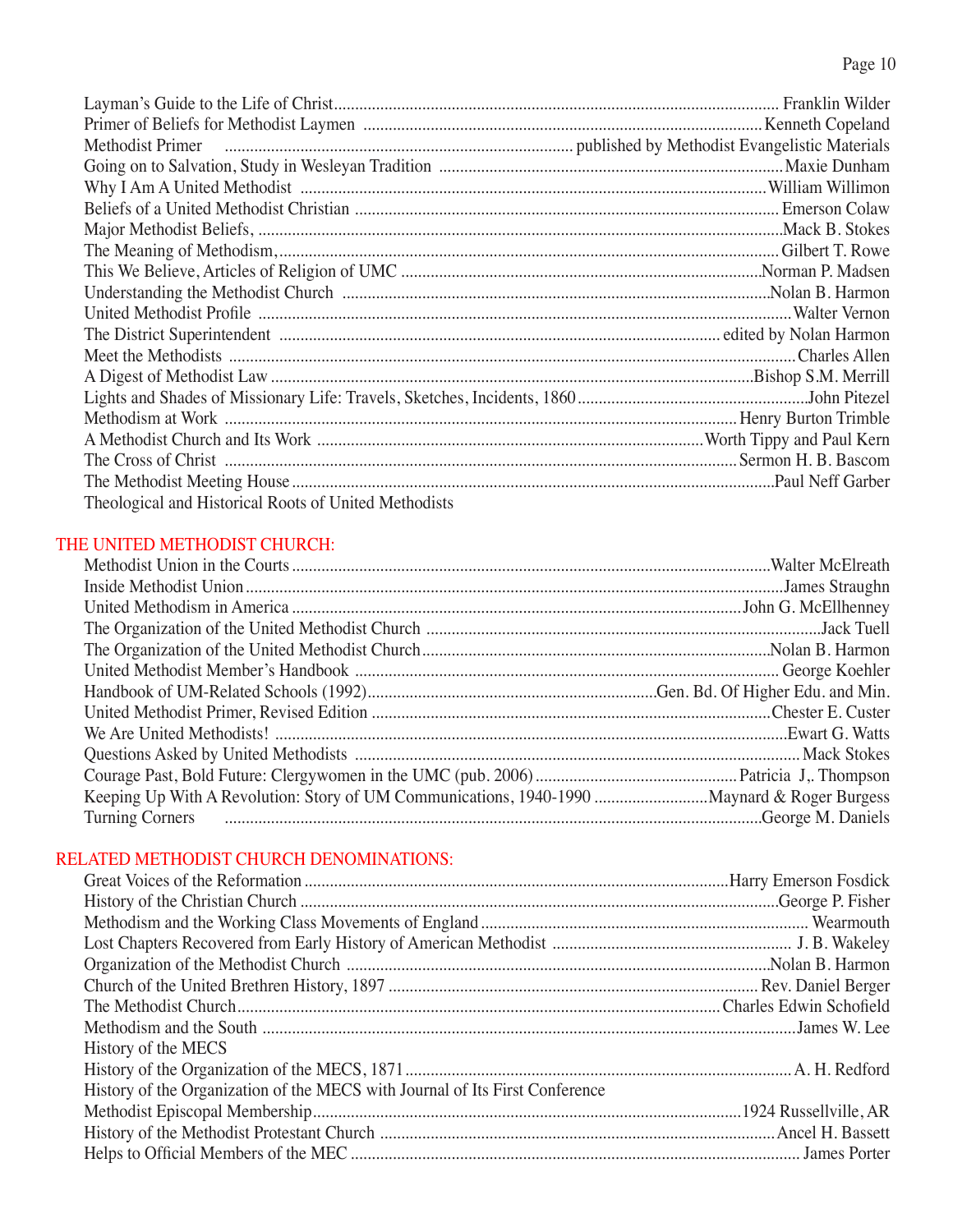Layman's Guide to the Life of Christ........................................................................................................ Franklin Wilder
Primer of Beliefs for Methodist Laymen ............................................................................................ Kenneth Copeland
Methodist Primer .................................................................................... published by Methodist Evangelistic Materials
Going on to Salvation, Study in Wesleyan Tradition ................................................................................. Maxie Dunham
Why I Am A United Methodist ............................................................................................................ William Willimon
Beliefs of a United Methodist Christian .................................................................................................. Emerson Colaw
Major Methodist Beliefs, ........................................................................................................................ Mack B. Stokes
The Meaning of Methodism,.................................................................................................................... Gilbert T. Rowe
This We Believe, Articles of Religion of UMC ...................................................................................... Norman P. Madsen
Understanding the Methodist Church ....................................................................................................... Nolan B. Harmon
United Methodist Profile ........................................................................................................................ Walter Vernon
The District Superintendent ................................................................................................... edited by Nolan Harmon
Meet the Methodists .............................................................................................................................. Charles Allen
A Digest of Methodist Law .................................................................................................................. Bishop S.M. Merrill
Lights and Shades of Missionary Life: Travels, Sketches, Incidents, 1860 ........................................................ John Pitezel
Methodism at Work .......................................................................................................................... Henry Burton Trimble
A Methodist Church and Its Work ...................................................................................... Worth Tippy and Paul Kern
The Cross of Christ ........................................................................................................................ Sermon H. B. Bascom
The Methodist Meeting House ............................................................................................................ Paul Neff Garber
Theological and Historical Roots of United Methodists

## THE UNITED METHODIST CHURCH:

Methodist Union in the Courts ............................................................................................................ Walter McElreath
Inside Methodist Union ....................................................................................................................... James Straughn
United Methodism in America ........................................................................................................ John G. McEllhenney
The Organization of the United Methodist Church ........................................................................................ Jack Tuell
The Organization of the United Methodist Church ................................................................................ Nolan B. Harmon
United Methodist Member's Handbook ................................................................................................. George Koehler
Handbook of UM-Related Schools (1992)................................................................... Gen. Bd. Of Higher Edu. and Min.
United Methodist Primer, Revised Edition ............................................................................................ Chester E. Custer
We Are United Methodists! ..................................................................................................................... Ewart G. Watts
Questions Asked by United Methodists ....................................................................................................... Mack Stokes
Courage Past, Bold Future: Clergywomen in the UMC (pub. 2006) ................................................ Patricia J,. Thompson
Keeping Up With A Revolution: Story of UM Communications, 1940-1990 ........................... Maynard & Roger Burgess
Turning Corners ................................................................................................................................ George M. Daniels

## RELATED METHODIST CHURCH DENOMINATIONS:

Great Voices of the Reformation ................................................................................................ Harry Emerson Fosdick
History of the Christian Church ............................................................................................................ George P. Fisher
Methodism and the Working Class Movements of England ............................................................................ Wearmouth
Lost Chapters Recovered from Early History of American Methodist ........................................................ J. B. Wakeley
Organization of the Methodist Church ................................................................................................. Nolan B. Harmon
Church of the United Brethren History, 1897 .................................................................................... Rev. Daniel Berger
The Methodist Church ................................................................................................................ Charles Edwin Schofield
Methodism and the South ........................................................................................................................ James W. Lee
History of the MECS
History of the Organization of the MECS, 1871 ........................................................................................ A. H. Redford
History of the Organization of the MECS with Journal of Its First Conference
Methodist Episcopal Membership.................................................................................................... 1924 Russellville, AR
History of the Methodist Protestant Church ........................................................................................ Ancel H. Bassett
Helps to Official Members of the MEC ......................................................................................................... James Porter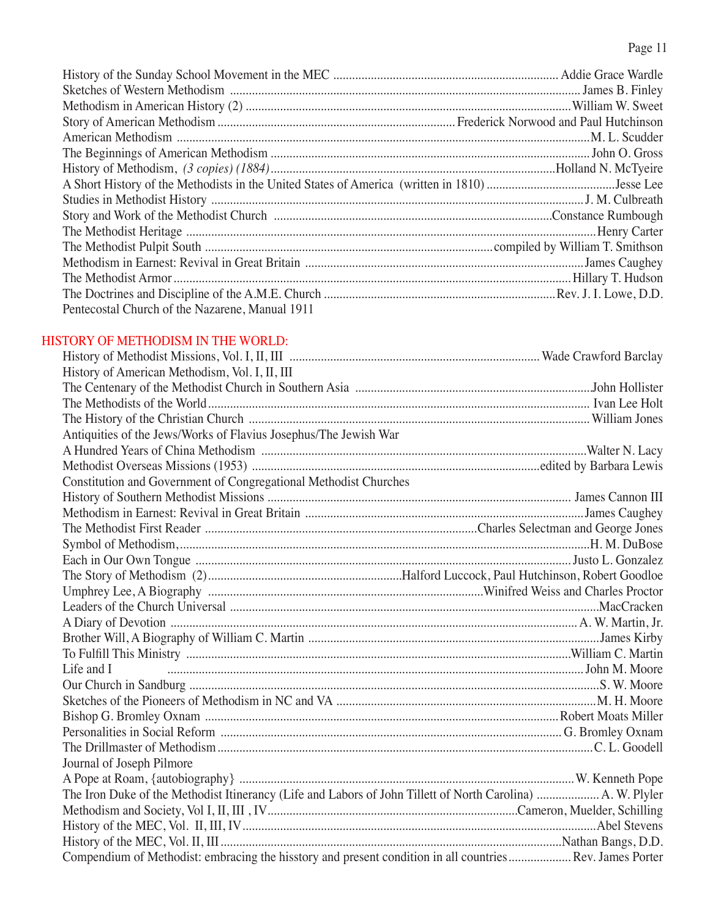History of the Sunday School Movement in the MEC ........ Addie Grace Wardle
Sketches of Western Methodism ........ James B. Finley
Methodism in American History (2) ........ William W. Sweet
Story of American Methodism ........ Frederick Norwood and Paul Hutchinson
American Methodism ........ M. L. Scudder
The Beginnings of American Methodism ........ John O. Gross
History of Methodism, *(3 copies) (1884)* ........ Holland N. McTyeire
A Short History of the Methodists in the United States of America (written in 1810) ........ Jesse Lee
Studies in Methodist History ........ J. M. Culbreath
Story and Work of the Methodist Church ........ Constance Rumbough
The Methodist Heritage ........ Henry Carter
The Methodist Pulpit South ........ compiled by William T. Smithson
Methodism in Earnest: Revival in Great Britain ........ James Caughey
The Methodist Armor ........ Hillary T. Hudson
The Doctrines and Discipline of the A.M.E. Church ........ Rev. J. I. Lowe, D.D.
Pentecostal Church of the Nazarene, Manual 1911

## HISTORY OF METHODISM IN THE WORLD:

History of Methodist Missions, Vol. I, II, III ........ Wade Crawford Barclay
History of American Methodism, Vol. I, II, III
The Centenary of the Methodist Church in Southern Asia ........ John Hollister
The Methodists of the World ........ Ivan Lee Holt
The History of the Christian Church ........ William Jones
Antiquities of the Jews/Works of Flavius Josephus/The Jewish War
A Hundred Years of China Methodism ........ Walter N. Lacy
Methodist Overseas Missions (1953) ........ edited by Barbara Lewis
Constitution and Government of Congregational Methodist Churches
History of Southern Methodist Missions ........ James Cannon III
Methodism in Earnest: Revival in Great Britain ........ James Caughey
The Methodist First Reader ........ Charles Selectman and George Jones
Symbol of Methodism, ........ H. M. DuBose
Each in Our Own Tongue ........ Justo L. Gonzalez
The Story of Methodism (2) ........ Halford Luccock, Paul Hutchinson, Robert Goodloe
Umphrey Lee, A Biography ........ Winifred Weiss and Charles Proctor
Leaders of the Church Universal ........ MacCracken
A Diary of Devotion ........ A. W. Martin, Jr.
Brother Will, A Biography of William C. Martin ........ James Kirby
To Fulfill This Ministry ........ William C. Martin
Life and I ........ John M. Moore
Our Church in Sandburg ........ S. W. Moore
Sketches of the Pioneers of Methodism in NC and VA ........ M. H. Moore
Bishop G. Bromley Oxnam ........ Robert Moats Miller
Personalities in Social Reform ........ G. Bromley Oxnam
The Drillmaster of Methodism ........ C. L. Goodell
Journal of Joseph Pilmore
A Pope at Roam, {autobiography} ........ W. Kenneth Pope
The Iron Duke of the Methodist Itinerancy (Life and Labors of John Tillett of North Carolina) ........ A. W. Plyler
Methodism and Society, Vol I, II, III , IV ........ Cameron, Muelder, Schilling
History of the MEC, Vol. II, III, IV ........ Abel Stevens
History of the MEC, Vol. II, III ........ Nathan Bangs, D.D.
Compendium of Methodist: embracing the hisstory and present condition in all countries ........ Rev. James Porter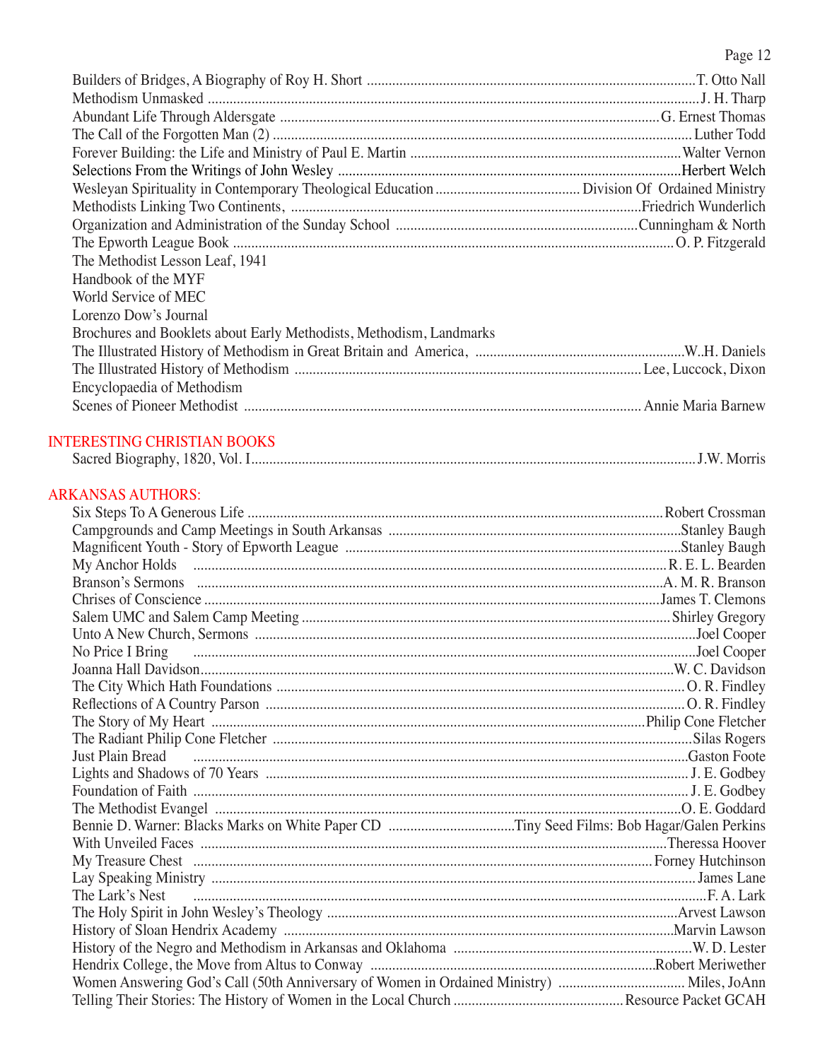Builders of Bridges, A Biography of Roy H. Short ............ T. Otto Nall
Methodism Unmasked ............ J. H. Tharp
Abundant Life Through Aldersgate ............ G. Ernest Thomas
The Call of the Forgotten Man (2) ............ Luther Todd
Forever Building: the Life and Ministry of Paul E. Martin ............ Walter Vernon
Selections From the Writings of John Wesley ............ Herbert Welch
Wesleyan Spirituality in Contemporary Theological Education ............ Division Of Ordained Ministry
Methodists Linking Two Continents, ............ Friedrich Wunderlich
Organization and Administration of the Sunday School ............ Cunningham & North
The Epworth League Book ............ O. P. Fitzgerald
The Methodist Lesson Leaf, 1941
Handbook of the MYF
World Service of MEC
Lorenzo Dow's Journal
Brochures and Booklets about Early Methodists, Methodism, Landmarks
The Illustrated History of Methodism in Great Britain and America, ............ W..H. Daniels
The Illustrated History of Methodism ............ Lee, Luccock, Dixon
Encyclopaedia of Methodism
Scenes of Pioneer Methodist ............ Annie Maria Barnew

## INTERESTING CHRISTIAN BOOKS

Sacred Biography, 1820, Vol. I ............ J.W. Morris

## ARKANSAS AUTHORS:

Six Steps To A Generous Life ............ Robert Crossman
Campgrounds and Camp Meetings in South Arkansas ............ Stanley Baugh
Magnificent Youth - Story of Epworth League ............ Stanley Baugh
My Anchor Holds ............ R. E. L. Bearden
Branson's Sermons ............ A. M. R. Branson
Chrises of Conscience ............ James T. Clemons
Salem UMC and Salem Camp Meeting ............ Shirley Gregory
Unto A New Church, Sermons ............ Joel Cooper
No Price I Bring ............ Joel Cooper
Joanna Hall Davidson ............ W. C. Davidson
The City Which Hath Foundations ............ O. R. Findley
Reflections of A Country Parson ............ O. R. Findley
The Story of My Heart ............ Philip Cone Fletcher
The Radiant Philip Cone Fletcher ............ Silas Rogers
Just Plain Bread ............ Gaston Foote
Lights and Shadows of 70 Years ............ J. E. Godbey
Foundation of Faith ............ J. E. Godbey
The Methodist Evangel ............ O. E. Goddard
Bennie D. Warner: Blacks Marks on White Paper CD ............ Tiny Seed Films: Bob Hagar/Galen Perkins
With Unveiled Faces ............ Theressa Hoover
My Treasure Chest ............ Forney Hutchinson
Lay Speaking Ministry ............ James Lane
The Lark's Nest ............ F. A. Lark
The Holy Spirit in John Wesley's Theology ............ Arvest Lawson
History of Sloan Hendrix Academy ............ Marvin Lawson
History of the Negro and Methodism in Arkansas and Oklahoma ............ W. D. Lester
Hendrix College, the Move from Altus to Conway ............ Robert Meriwether
Women Answering God's Call (50th Anniversary of Women in Ordained Ministry) ............ Miles, JoAnn
Telling Their Stories: The History of Women in the Local Church ............ Resource Packet GCAH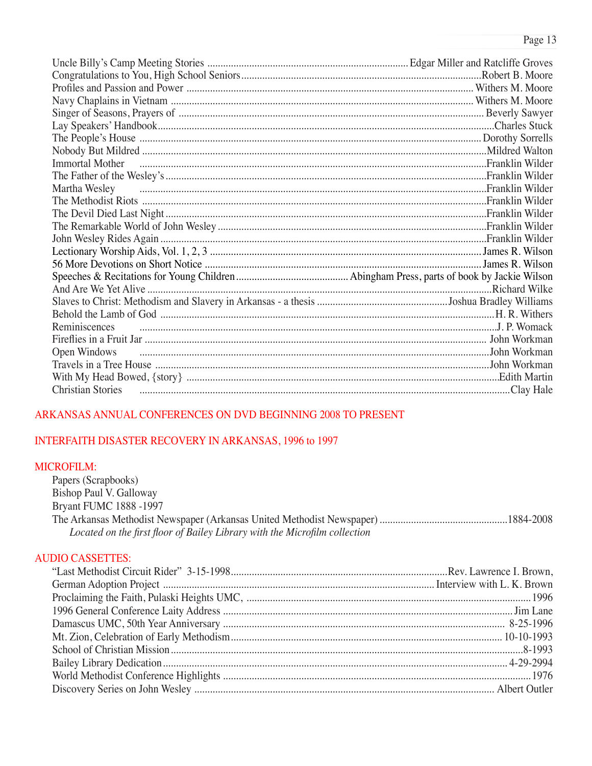Uncle Billy's Camp Meeting Stories ............ Edgar Miller and Ratcliffe Groves
Congratulations to You, High School Seniors ............ Robert B. Moore
Profiles and Passion and Power ............ Withers M. Moore
Navy Chaplains in Vietnam ............ Withers M. Moore
Singer of Seasons, Prayers of ............ Beverly Sawyer
Lay Speakers' Handbook ............ Charles Stuck
The People's House ............ Dorothy Sorrells
Nobody But Mildred ............ Mildred Walton
Immortal Mother ............ Franklin Wilder
The Father of the Wesley's ............ Franklin Wilder
Martha Wesley ............ Franklin Wilder
The Methodist Riots ............ Franklin Wilder
The Devil Died Last Night ............ Franklin Wilder
The Remarkable World of John Wesley ............ Franklin Wilder
John Wesley Rides Again ............ Franklin Wilder
Lectionary Worship Aids, Vol. 1, 2, 3 ............ James R. Wilson
56 More Devotions on Short Notice ............ James R. Wilson
Speeches & Recitations for Young Children ............ Abingham Press, parts of book by Jackie Wilson
And Are We Yet Alive ............ Richard Wilke
Slaves to Christ: Methodism and Slavery in Arkansas - a thesis ............ Joshua Bradley Williams
Behold the Lamb of God ............ H. R. Withers
Reminiscences ............ J. P. Womack
Fireflies in a Fruit Jar ............ John Workman
Open Windows ............ John Workman
Travels in a Tree House ............ John Workman
With My Head Bowed, {story} ............ Edith Martin
Christian Stories ............ Clay Hale

ARKANSAS ANNUAL CONFERENCES ON DVD BEGINNING 2008 TO PRESENT

INTERFAITH DISASTER RECOVERY IN ARKANSAS, 1996 to 1997

MICROFILM:

Papers (Scrapbooks)
Bishop Paul V. Galloway
Bryant FUMC 1888 -1997
The Arkansas Methodist Newspaper (Arkansas United Methodist Newspaper) ............ 1884-2008
*Located on the first floor of Bailey Library with the Microfilm collection*

AUDIO CASSETTES:

"Last Methodist Circuit Rider" 3-15-1998 ............ Rev. Lawrence I. Brown,
German Adoption Project ............ Interview with L. K. Brown
Proclaiming the Faith, Pulaski Heights UMC, ............ 1996
1996 General Conference Laity Address ............ Jim Lane
Damascus UMC, 50th Year Anniversary ............ 8-25-1996
Mt. Zion, Celebration of Early Methodism ............ 10-10-1993
School of Christian Mission ............ 8-1993
Bailey Library Dedication ............ 4-29-2994
World Methodist Conference Highlights ............ 1976
Discovery Series on John Wesley ............ Albert Outler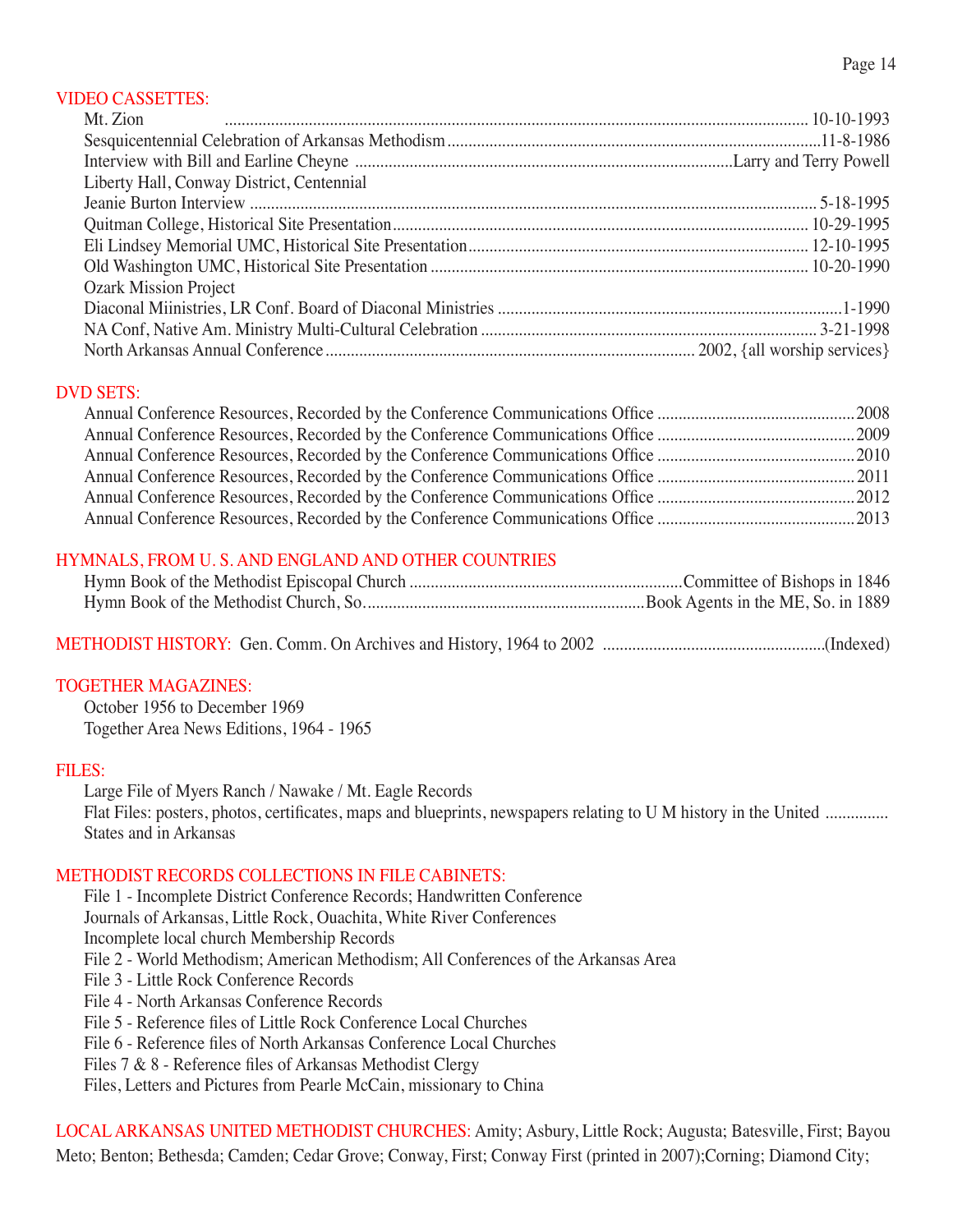## VIDEO CASSETTES:

Mt. Zion .......... 10-10-1993
Sesquicentennial Celebration of Arkansas Methodism .......... 11-8-1986
Interview with Bill and Earline Cheyne .......... Larry and Terry Powell
Liberty Hall, Conway District, Centennial
Jeanie Burton Interview .......... 5-18-1995
Quitman College, Historical Site Presentation .......... 10-29-1995
Eli Lindsey Memorial UMC, Historical Site Presentation .......... 12-10-1995
Old Washington UMC, Historical Site Presentation .......... 10-20-1990
Ozark Mission Project
Diaconal Miinistries, LR Conf. Board of Diaconal Ministries .......... 1-1990
NA Conf, Native Am. Ministry Multi-Cultural Celebration .......... 3-21-1998
North Arkansas Annual Conference .......... 2002, {all worship services}

## DVD SETS:

Annual Conference Resources, Recorded by the Conference Communications Office .......... 2008
Annual Conference Resources, Recorded by the Conference Communications Office .......... 2009
Annual Conference Resources, Recorded by the Conference Communications Office .......... 2010
Annual Conference Resources, Recorded by the Conference Communications Office .......... 2011
Annual Conference Resources, Recorded by the Conference Communications Office .......... 2012
Annual Conference Resources, Recorded by the Conference Communications Office .......... 2013

## HYMNALS, FROM U. S. AND ENGLAND AND OTHER COUNTRIES

Hymn Book of the Methodist Episcopal Church .......... Committee of Bishops in 1846
Hymn Book of the Methodist Church, So. .......... Book Agents in the ME, So. in 1889

**METHODIST HISTORY:** Gen. Comm. On Archives and History, 1964 to 2002 .......... (Indexed)

## TOGETHER MAGAZINES:

October 1956 to December 1969
Together Area News Editions, 1964 - 1965

## FILES:

Large File of Myers Ranch / Nawake / Mt. Eagle Records
Flat Files: posters, photos, certificates, maps and blueprints, newspapers relating to U M history in the United .......... States and in Arkansas

## METHODIST RECORDS COLLECTIONS IN FILE CABINETS:

File 1 - Incomplete District Conference Records; Handwritten Conference Journals of Arkansas, Little Rock, Ouachita, White River Conferences
Incomplete local church Membership Records
File 2 - World Methodism; American Methodism; All Conferences of the Arkansas Area
File 3 - Little Rock Conference Records
File 4 - North Arkansas Conference Records
File 5 - Reference files of Little Rock Conference Local Churches
File 6 - Reference files of North Arkansas Conference Local Churches
Files 7 & 8 - Reference files of Arkansas Methodist Clergy
Files, Letters and Pictures from Pearle McCain, missionary to China

**LOCAL ARKANSAS UNITED METHODIST CHURCHES:** Amity; Asbury, Little Rock; Augusta; Batesville, First; Bayou Meto; Benton; Bethesda; Camden; Cedar Grove; Conway, First; Conway First (printed in 2007);Corning; Diamond City;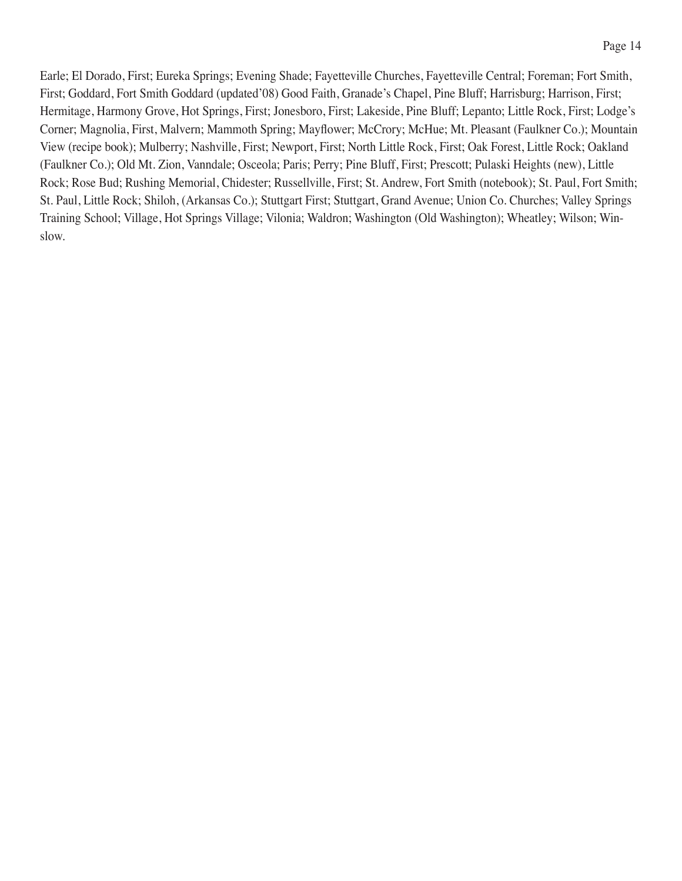Earle; El Dorado, First; Eureka Springs; Evening Shade; Fayetteville Churches, Fayetteville Central; Foreman; Fort Smith, First; Goddard, Fort Smith Goddard (updated'08) Good Faith, Granade's Chapel, Pine Bluff; Harrisburg; Harrison, First; Hermitage, Harmony Grove, Hot Springs, First; Jonesboro, First; Lakeside, Pine Bluff; Lepanto; Little Rock, First; Lodge's Corner; Magnolia, First, Malvern; Mammoth Spring; Mayflower; McCrory; McHue; Mt. Pleasant (Faulkner Co.); Mountain View (recipe book); Mulberry; Nashville, First; Newport, First; North Little Rock, First; Oak Forest, Little Rock; Oakland (Faulkner Co.); Old Mt. Zion, Vanndale; Osceola; Paris; Perry; Pine Bluff, First; Prescott; Pulaski Heights (new), Little Rock; Rose Bud; Rushing Memorial, Chidester; Russellville, First; St. Andrew, Fort Smith (notebook); St. Paul, Fort Smith; St. Paul, Little Rock; Shiloh, (Arkansas Co.); Stuttgart First; Stuttgart, Grand Avenue; Union Co. Churches; Valley Springs Training School; Village, Hot Springs Village; Vilonia; Waldron; Washington (Old Washington); Wheatley; Wilson; Winslow.